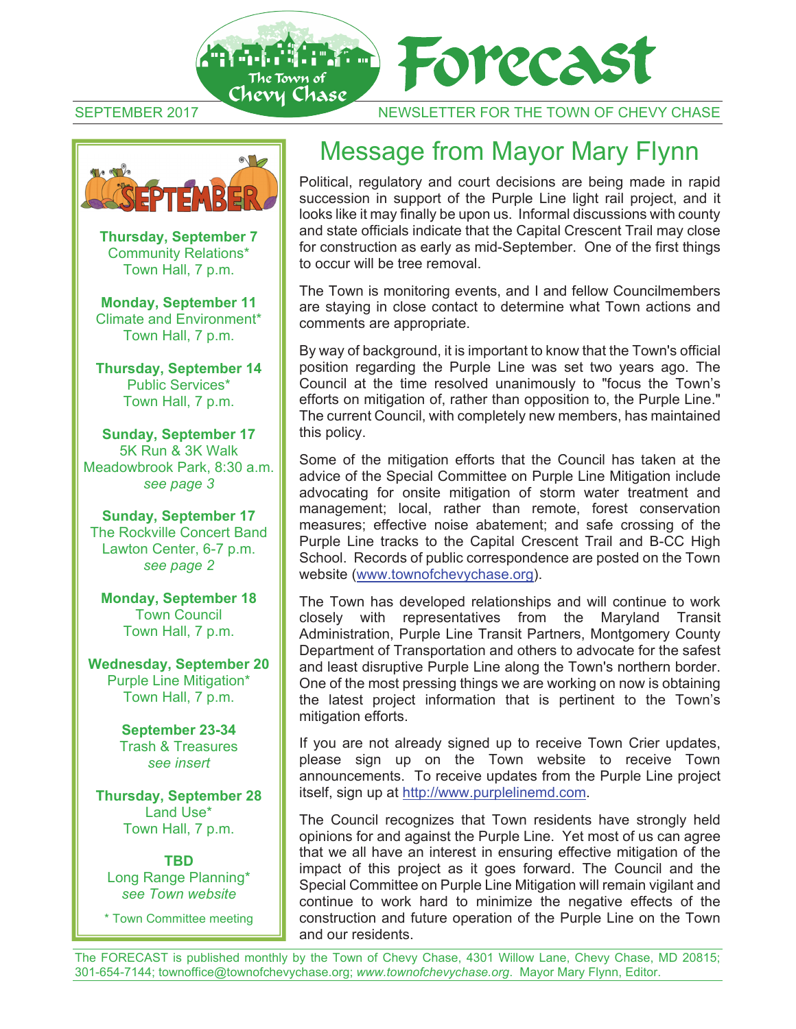# Forecast

The Town of Chevy Chase

SEPTEMBER 2017 — NEWSLETTER FOR THE TOWN OF CHEVY CHASE

## SEPTEMBER

**Thursday, September 7**
Community Relations*
Town Hall, 7 p.m.

**Monday, September 11**
Climate and Environment*
Town Hall, 7 p.m.

**Thursday, September 14**
Public Services*
Town Hall, 7 p.m.

**Sunday, September 17**
5K Run & 3K Walk
Meadowbrook Park, 8:30 a.m.
*see page 3*

**Sunday, September 17**
The Rockville Concert Band
Lawton Center, 6-7 p.m.
*see page 2*

**Monday, September 18**
Town Council
Town Hall, 7 p.m.

**Wednesday, September 20**
Purple Line Mitigation*
Town Hall, 7 p.m.

**September 23-34**
Trash & Treasures
*see insert*

**Thursday, September 28**
Land Use*
Town Hall, 7 p.m.

**TBD**
Long Range Planning*
*see Town website*

* Town Committee meeting

# Message from Mayor Mary Flynn

Political, regulatory and court decisions are being made in rapid succession in support of the Purple Line light rail project, and it looks like it may finally be upon us. Informal discussions with county and state officials indicate that the Capital Crescent Trail may close for construction as early as mid-September. One of the first things to occur will be tree removal.

The Town is monitoring events, and I and fellow Councilmembers are staying in close contact to determine what Town actions and comments are appropriate.

By way of background, it is important to know that the Town's official position regarding the Purple Line was set two years ago. The Council at the time resolved unanimously to "focus the Town's efforts on mitigation of, rather than opposition to, the Purple Line." The current Council, with completely new members, has maintained this policy.

Some of the mitigation efforts that the Council has taken at the advice of the Special Committee on Purple Line Mitigation include advocating for onsite mitigation of storm water treatment and management; local, rather than remote, forest conservation measures; effective noise abatement; and safe crossing of the Purple Line tracks to the Capital Crescent Trail and B-CC High School. Records of public correspondence are posted on the Town website (www.townofchevychase.org).

The Town has developed relationships and will continue to work closely with representatives from the Maryland Transit Administration, Purple Line Transit Partners, Montgomery County Department of Transportation and others to advocate for the safest and least disruptive Purple Line along the Town's northern border. One of the most pressing things we are working on now is obtaining the latest project information that is pertinent to the Town's mitigation efforts.

If you are not already signed up to receive Town Crier updates, please sign up on the Town website to receive Town announcements. To receive updates from the Purple Line project itself, sign up at http://www.purplelinemd.com.

The Council recognizes that Town residents have strongly held opinions for and against the Purple Line. Yet most of us can agree that we all have an interest in ensuring effective mitigation of the impact of this project as it goes forward. The Council and the Special Committee on Purple Line Mitigation will remain vigilant and continue to work hard to minimize the negative effects of the construction and future operation of the Purple Line on the Town and our residents.

The FORECAST is published monthly by the Town of Chevy Chase, 4301 Willow Lane, Chevy Chase, MD 20815; 301-654-7144; townoffice@townofchevychase.org; *www.townofchevychase.org*. Mayor Mary Flynn, Editor.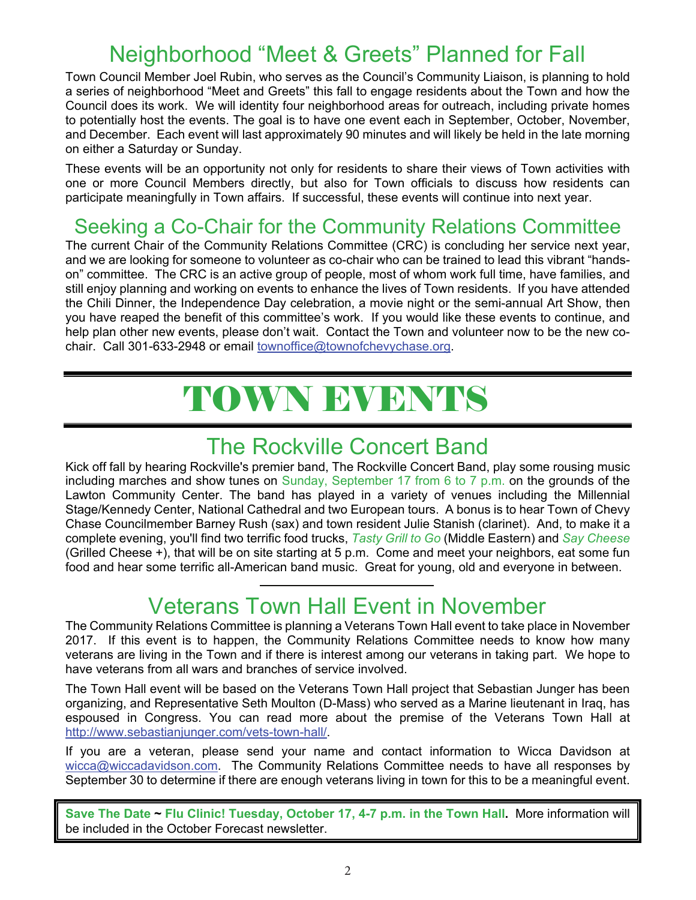## Neighborhood “Meet & Greets” Planned for Fall

Town Council Member Joel Rubin, who serves as the Council’s Community Liaison, is planning to hold a series of neighborhood “Meet and Greets” this fall to engage residents about the Town and how the Council does its work. We will identity four neighborhood areas for outreach, including private homes to potentially host the events. The goal is to have one event each in September, October, November, and December. Each event will last approximately 90 minutes and will likely be held in the late morning on either a Saturday or Sunday.

These events will be an opportunity not only for residents to share their views of Town activities with one or more Council Members directly, but also for Town officials to discuss how residents can participate meaningfully in Town affairs. If successful, these events will continue into next year.

## Seeking a Co-Chair for the Community Relations Committee

The current Chair of the Community Relations Committee (CRC) is concluding her service next year, and we are looking for someone to volunteer as co-chair who can be trained to lead this vibrant “hands-on” committee. The CRC is an active group of people, most of whom work full time, have families, and still enjoy planning and working on events to enhance the lives of Town residents. If you have attended the Chili Dinner, the Independence Day celebration, a movie night or the semi-annual Art Show, then you have reaped the benefit of this committee’s work. If you would like these events to continue, and help plan other new events, please don’t wait. Contact the Town and volunteer now to be the new co-chair. Call 301-633-2948 or email townoffice@townofchevychase.org.

# TOWN EVENTS

## The Rockville Concert Band

Kick off fall by hearing Rockville's premier band, The Rockville Concert Band, play some rousing music including marches and show tunes on Sunday, September 17 from 6 to 7 p.m. on the grounds of the Lawton Community Center. The band has played in a variety of venues including the Millennial Stage/Kennedy Center, National Cathedral and two European tours. A bonus is to hear Town of Chevy Chase Councilmember Barney Rush (sax) and town resident Julie Stanish (clarinet). And, to make it a complete evening, you'll find two terrific food trucks, *Tasty Grill to Go* (Middle Eastern) and *Say Cheese* (Grilled Cheese +), that will be on site starting at 5 p.m. Come and meet your neighbors, eat some fun food and hear some terrific all-American band music. Great for young, old and everyone in between.

---

## Veterans Town Hall Event in November

The Community Relations Committee is planning a Veterans Town Hall event to take place in November 2017. If this event is to happen, the Community Relations Committee needs to know how many veterans are living in the Town and if there is interest among our veterans in taking part. We hope to have veterans from all wars and branches of service involved.

The Town Hall event will be based on the Veterans Town Hall project that Sebastian Junger has been organizing, and Representative Seth Moulton (D-Mass) who served as a Marine lieutenant in Iraq, has espoused in Congress. You can read more about the premise of the Veterans Town Hall at http://www.sebastianjunger.com/vets-town-hall/.

If you are a veteran, please send your name and contact information to Wicca Davidson at wicca@wiccadavidson.com. The Community Relations Committee needs to have all responses by September 30 to determine if there are enough veterans living in town for this to be a meaningful event.

**Save The Date ~ Flu Clinic! Tuesday, October 17, 4-7 p.m. in the Town Hall.** More information will be included in the October Forecast newsletter.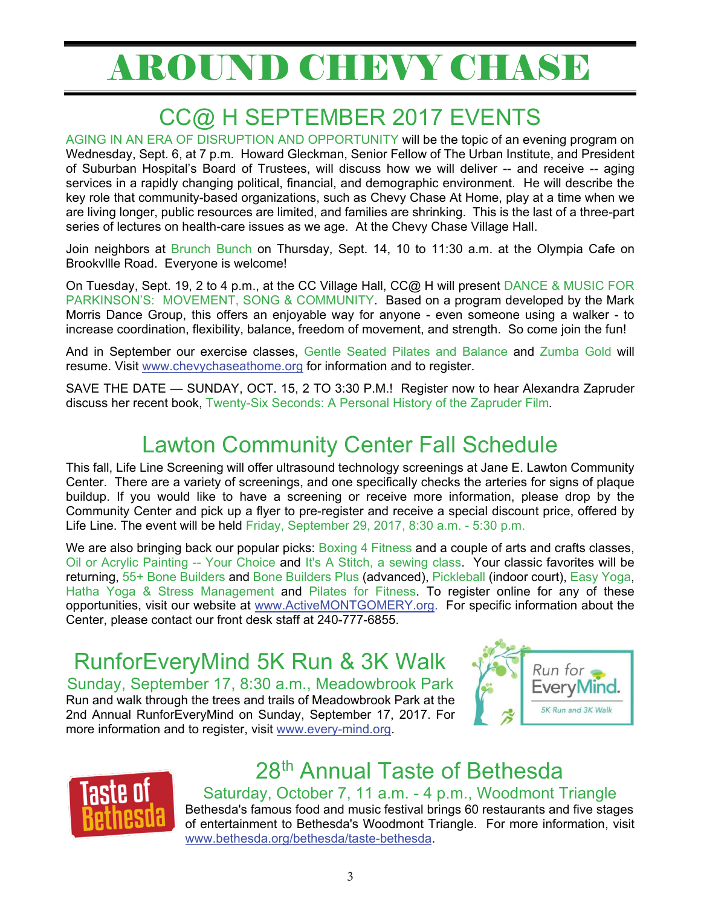# AROUND CHEVY CHASE

## CC@ H SEPTEMBER 2017 EVENTS

AGING IN AN ERA OF DISRUPTION AND OPPORTUNITY will be the topic of an evening program on Wednesday, Sept. 6, at 7 p.m. Howard Gleckman, Senior Fellow of The Urban Institute, and President of Suburban Hospital's Board of Trustees, will discuss how we will deliver -- and receive -- aging services in a rapidly changing political, financial, and demographic environment. He will describe the key role that community-based organizations, such as Chevy Chase At Home, play at a time when we are living longer, public resources are limited, and families are shrinking. This is the last of a three-part series of lectures on health-care issues as we age. At the Chevy Chase Village Hall.

Join neighbors at Brunch Bunch on Thursday, Sept. 14, 10 to 11:30 a.m. at the Olympia Cafe on Brookvllle Road. Everyone is welcome!

On Tuesday, Sept. 19, 2 to 4 p.m., at the CC Village Hall, CC@ H will present DANCE & MUSIC FOR PARKINSON'S: MOVEMENT, SONG & COMMUNITY. Based on a program developed by the Mark Morris Dance Group, this offers an enjoyable way for anyone - even someone using a walker - to increase coordination, flexibility, balance, freedom of movement, and strength. So come join the fun!

And in September our exercise classes, Gentle Seated Pilates and Balance and Zumba Gold will resume. Visit www.chevychaseathome.org for information and to register.

SAVE THE DATE — SUNDAY, OCT. 15, 2 TO 3:30 P.M.! Register now to hear Alexandra Zapruder discuss her recent book, Twenty-Six Seconds: A Personal History of the Zapruder Film.

## Lawton Community Center Fall Schedule

This fall, Life Line Screening will offer ultrasound technology screenings at Jane E. Lawton Community Center. There are a variety of screenings, and one specifically checks the arteries for signs of plaque buildup. If you would like to have a screening or receive more information, please drop by the Community Center and pick up a flyer to pre-register and receive a special discount price, offered by Life Line. The event will be held Friday, September 29, 2017, 8:30 a.m. - 5:30 p.m.

We are also bringing back our popular picks: Boxing 4 Fitness and a couple of arts and crafts classes, Oil or Acrylic Painting -- Your Choice and It's A Stitch, a sewing class. Your classic favorites will be returning, 55+ Bone Builders and Bone Builders Plus (advanced), Pickleball (indoor court), Easy Yoga, Hatha Yoga & Stress Management and Pilates for Fitness. To register online for any of these opportunities, visit our website at www.ActiveMONTGOMERY.org. For specific information about the Center, please contact our front desk staff at 240-777-6855.

## RunforEveryMind 5K Run & 3K Walk

### Sunday, September 17, 8:30 a.m., Meadowbrook Park

Run and walk through the trees and trails of Meadowbrook Park at the 2nd Annual RunforEveryMind on Sunday, September 17, 2017. For more information and to register, visit www.every-mind.org.

## 28th Annual Taste of Bethesda

### Saturday, October 7, 11 a.m. - 4 p.m., Woodmont Triangle

Bethesda's famous food and music festival brings 60 restaurants and five stages of entertainment to Bethesda's Woodmont Triangle. For more information, visit www.bethesda.org/bethesda/taste-bethesda.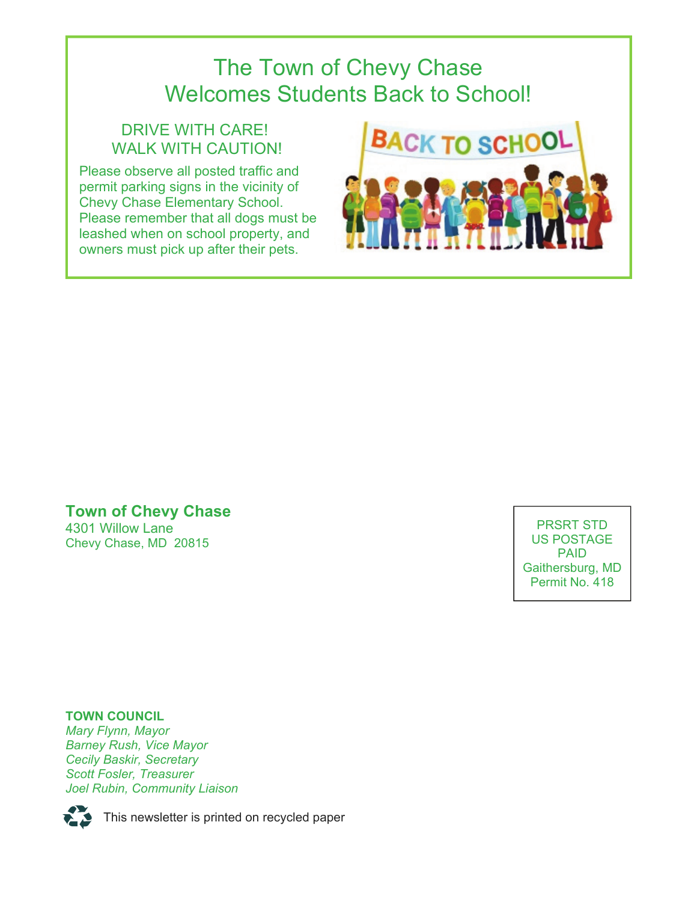# The Town of Chevy Chase Welcomes Students Back to School!

## DRIVE WITH CARE! WALK WITH CAUTION!

Please observe all posted traffic and permit parking signs in the vicinity of Chevy Chase Elementary School. Please remember that all dogs must be leashed when on school property, and owners must pick up after their pets.

**Town of Chevy Chase**
4301 Willow Lane
Chevy Chase, MD 20815

PRSRT STD
US POSTAGE
PAID
Gaithersburg, MD
Permit No. 418

**TOWN COUNCIL**
*Mary Flynn, Mayor*
*Barney Rush, Vice Mayor*
*Cecily Baskir, Secretary*
*Scott Fosler, Treasurer*
*Joel Rubin, Community Liaison*

This newsletter is printed on recycled paper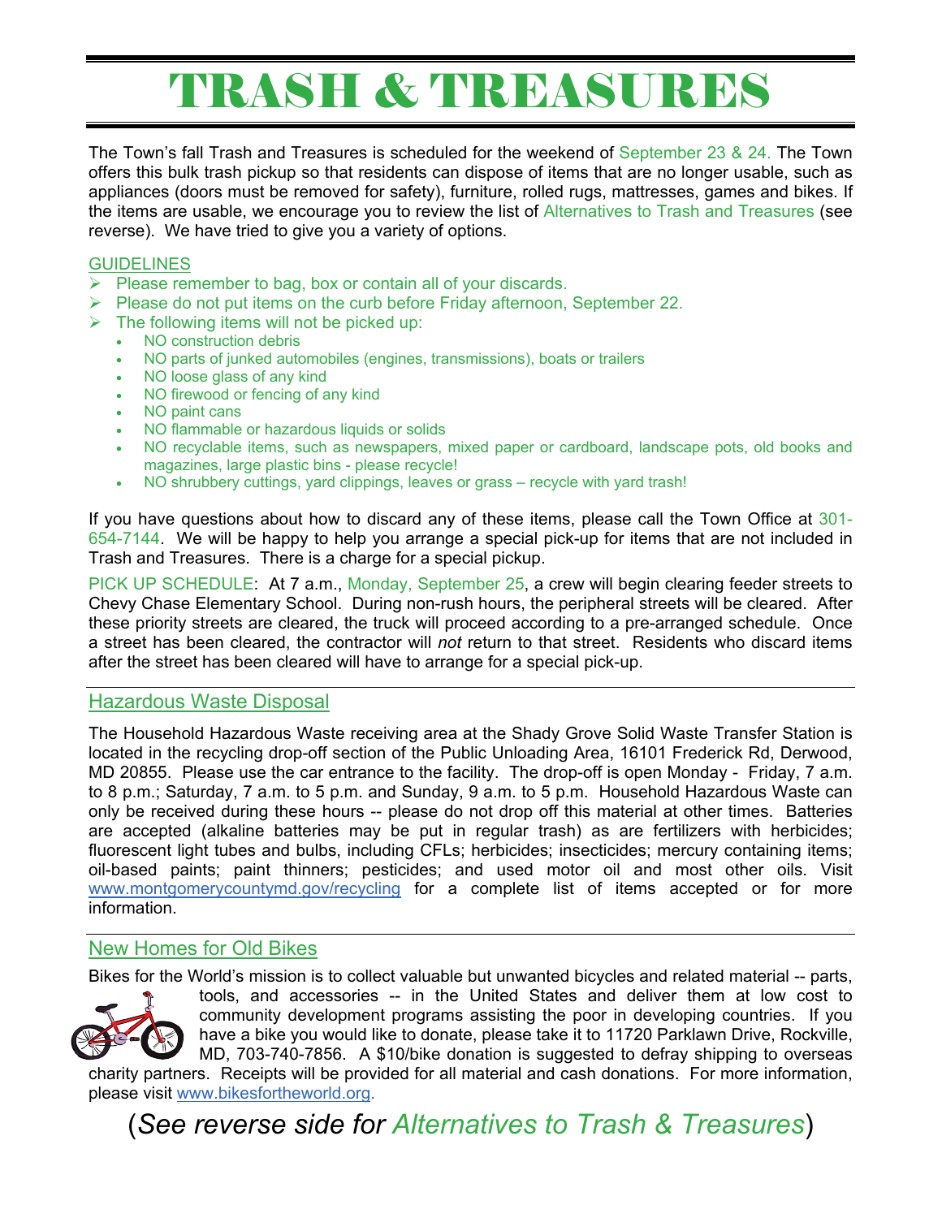# TRASH & TREASURES

The Town's fall Trash and Treasures is scheduled for the weekend of September 23 & 24. The Town offers this bulk trash pickup so that residents can dispose of items that are no longer usable, such as appliances (doors must be removed for safety), furniture, rolled rugs, mattresses, games and bikes. If the items are usable, we encourage you to review the list of Alternatives to Trash and Treasures (see reverse). We have tried to give you a variety of options.

## GUIDELINES

- Please remember to bag, box or contain all of your discards.
- Please do not put items on the curb before Friday afternoon, September 22.
- The following items will not be picked up:
  - NO construction debris
  - NO parts of junked automobiles (engines, transmissions), boats or trailers
  - NO loose glass of any kind
  - NO firewood or fencing of any kind
  - NO paint cans
  - NO flammable or hazardous liquids or solids
  - NO recyclable items, such as newspapers, mixed paper or cardboard, landscape pots, old books and magazines, large plastic bins - please recycle!
  - NO shrubbery cuttings, yard clippings, leaves or grass – recycle with yard trash!

If you have questions about how to discard any of these items, please call the Town Office at 301-654-7144. We will be happy to help you arrange a special pick-up for items that are not included in Trash and Treasures. There is a charge for a special pickup.

PICK UP SCHEDULE: At 7 a.m., Monday, September 25, a crew will begin clearing feeder streets to Chevy Chase Elementary School. During non-rush hours, the peripheral streets will be cleared. After these priority streets are cleared, the truck will proceed according to a pre-arranged schedule. Once a street has been cleared, the contractor will *not* return to that street. Residents who discard items after the street has been cleared will have to arrange for a special pick-up.

## Hazardous Waste Disposal

The Household Hazardous Waste receiving area at the Shady Grove Solid Waste Transfer Station is located in the recycling drop-off section of the Public Unloading Area, 16101 Frederick Rd, Derwood, MD 20855. Please use the car entrance to the facility. The drop-off is open Monday - Friday, 7 a.m. to 8 p.m.; Saturday, 7 a.m. to 5 p.m. and Sunday, 9 a.m. to 5 p.m. Household Hazardous Waste can only be received during these hours -- please do not drop off this material at other times. Batteries are accepted (alkaline batteries may be put in regular trash) as are fertilizers with herbicides; fluorescent light tubes and bulbs, including CFLs; herbicides; insecticides; mercury containing items; oil-based paints; paint thinners; pesticides; and used motor oil and most other oils. Visit www.montgomerycountymd.gov/recycling for a complete list of items accepted or for more information.

## New Homes for Old Bikes

Bikes for the World's mission is to collect valuable but unwanted bicycles and related material -- parts, tools, and accessories -- in the United States and deliver them at low cost to community development programs assisting the poor in developing countries. If you have a bike you would like to donate, please take it to 11720 Parklawn Drive, Rockville, MD, 703-740-7856. A $10/bike donation is suggested to defray shipping to overseas charity partners. Receipts will be provided for all material and cash donations. For more information, please visit www.bikesfortheworld.org.

(*See reverse side for Alternatives to Trash & Treasures*)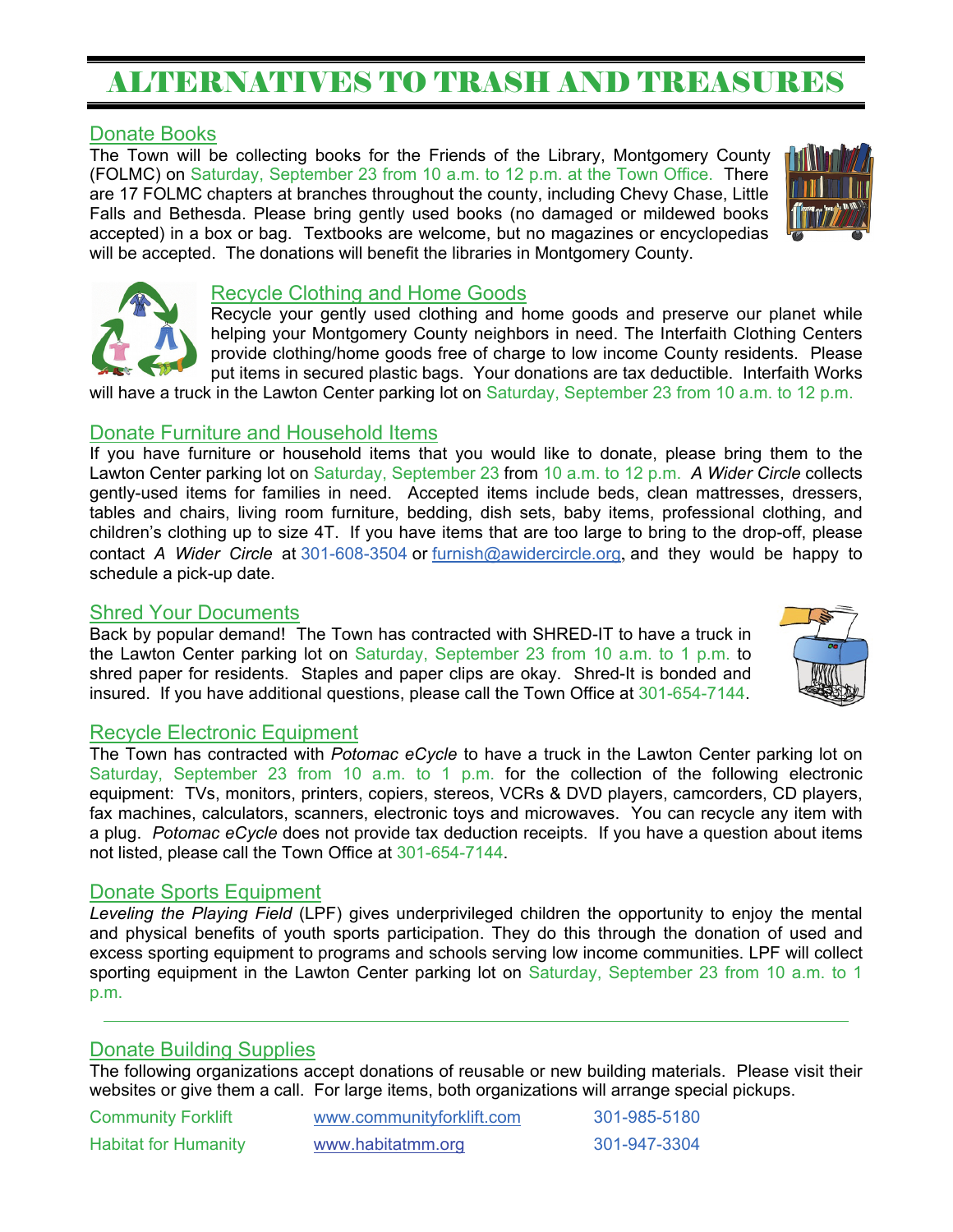# ALTERNATIVES TO TRASH AND TREASURES

## Donate Books

The Town will be collecting books for the Friends of the Library, Montgomery County (FOLMC) on Saturday, September 23 from 10 a.m. to 12 p.m. at the Town Office. There are 17 FOLMC chapters at branches throughout the county, including Chevy Chase, Little Falls and Bethesda. Please bring gently used books (no damaged or mildewed books accepted) in a box or bag. Textbooks are welcome, but no magazines or encyclopedias will be accepted. The donations will benefit the libraries in Montgomery County.

## Recycle Clothing and Home Goods

Recycle your gently used clothing and home goods and preserve our planet while helping your Montgomery County neighbors in need. The Interfaith Clothing Centers provide clothing/home goods free of charge to low income County residents. Please put items in secured plastic bags. Your donations are tax deductible. Interfaith Works will have a truck in the Lawton Center parking lot on Saturday, September 23 from 10 a.m. to 12 p.m.

## Donate Furniture and Household Items

If you have furniture or household items that you would like to donate, please bring them to the Lawton Center parking lot on Saturday, September 23 from 10 a.m. to 12 p.m. *A Wider Circle* collects gently-used items for families in need. Accepted items include beds, clean mattresses, dressers, tables and chairs, living room furniture, bedding, dish sets, baby items, professional clothing, and children's clothing up to size 4T. If you have items that are too large to bring to the drop-off, please contact *A Wider Circle* at 301-608-3504 or furnish@awidercircle.org, and they would be happy to schedule a pick-up date.

## Shred Your Documents

Back by popular demand! The Town has contracted with SHRED-IT to have a truck in the Lawton Center parking lot on Saturday, September 23 from 10 a.m. to 1 p.m. to shred paper for residents. Staples and paper clips are okay. Shred-It is bonded and insured. If you have additional questions, please call the Town Office at 301-654-7144.

## Recycle Electronic Equipment

The Town has contracted with *Potomac eCycle* to have a truck in the Lawton Center parking lot on Saturday, September 23 from 10 a.m. to 1 p.m. for the collection of the following electronic equipment: TVs, monitors, printers, copiers, stereos, VCRs & DVD players, camcorders, CD players, fax machines, calculators, scanners, electronic toys and microwaves. You can recycle any item with a plug. *Potomac eCycle* does not provide tax deduction receipts. If you have a question about items not listed, please call the Town Office at 301-654-7144.

## Donate Sports Equipment

*Leveling the Playing Field* (LPF) gives underprivileged children the opportunity to enjoy the mental and physical benefits of youth sports participation. They do this through the donation of used and excess sporting equipment to programs and schools serving low income communities. LPF will collect sporting equipment in the Lawton Center parking lot on Saturday, September 23 from 10 a.m. to 1 p.m.

---

## Donate Building Supplies

The following organizations accept donations of reusable or new building materials. Please visit their websites or give them a call. For large items, both organizations will arrange special pickups.

| | | |
|---|---|---|
| Community Forklift | www.communityforklift.com | 301-985-5180 |
| Habitat for Humanity | www.habitatmm.org | 301-947-3304 |